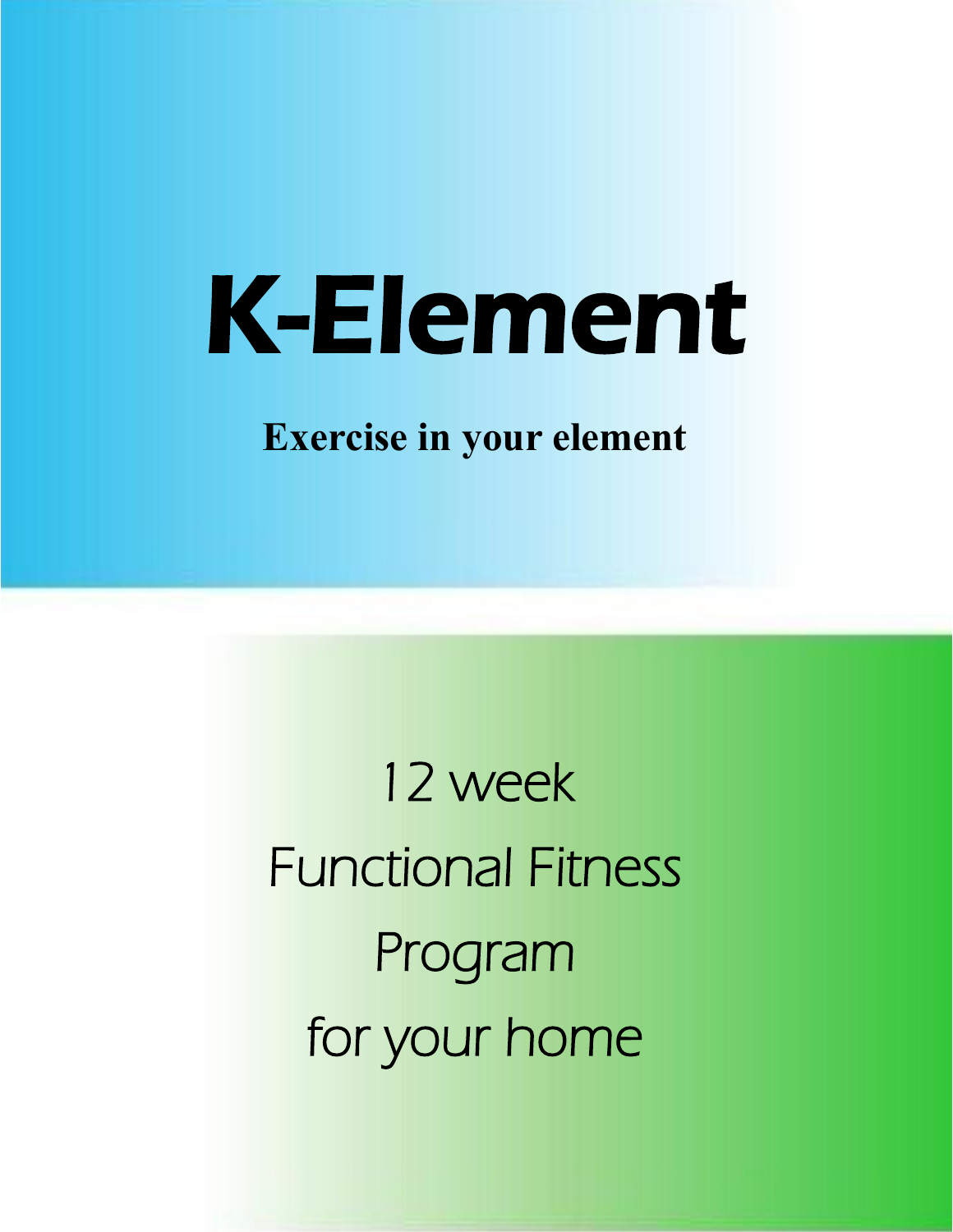# K-Element

**Exercise in your element**

12 week

Functional Fitness

Program

for your home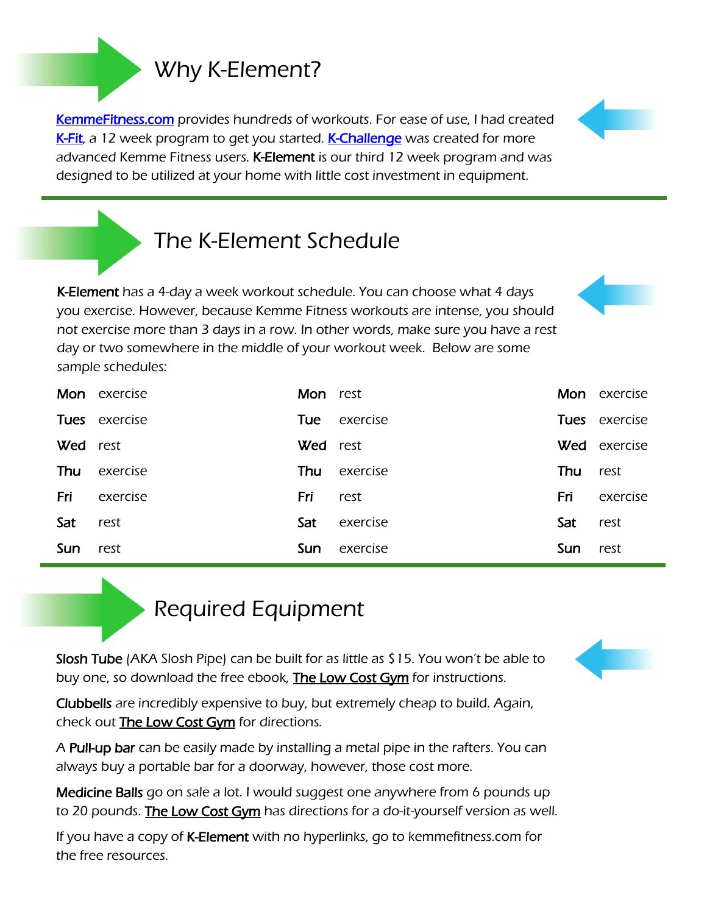## Why K-Element?

KemmeFitness.com provides hundreds of workouts. For ease of use, I had created K-Fit, a 12 week program to get you started. K-Challenge was created for more advanced Kemme Fitness users. **K-Element** is our third 12 week program and was designed to be utilized at your home with little cost investment in equipment.

## The K-Element Schedule

**K-Element** has a 4-day a week workout schedule. You can choose what 4 days you exercise. However, because Kemme Fitness workouts are intense, you should not exercise more than 3 days in a row. In other words, make sure you have a rest day or two somewhere in the middle of your workout week. Below are some sample schedules:

| | | | | | |
|---|---|---|---|---|---|
| **Mon** | exercise | **Mon** | rest | **Mon** | exercise |
| **Tues** | exercise | **Tue** | exercise | **Tues** | exercise |
| **Wed** | rest | **Wed** | rest | **Wed** | exercise |
| **Thu** | exercise | **Thu** | exercise | **Thu** | rest |
| **Fri** | exercise | **Fri** | rest | **Fri** | exercise |
| **Sat** | rest | **Sat** | exercise | **Sat** | rest |
| **Sun** | rest | **Sun** | exercise | **Sun** | rest |

## Required Equipment

**Slosh Tube** (AKA Slosh Pipe) can be built for as little as $15. You won't be able to buy one, so download the free ebook, The Low Cost Gym for instructions.

**Clubbells** are incredibly expensive to buy, but extremely cheap to build. Again, check out The Low Cost Gym for directions.

A **Pull-up bar** can be easily made by installing a metal pipe in the rafters. You can always buy a portable bar for a doorway, however, those cost more.

**Medicine Balls** go on sale a lot. I would suggest one anywhere from 6 pounds up to 20 pounds. The Low Cost Gym has directions for a do-it-yourself version as well.

If you have a copy of **K-Element** with no hyperlinks, go to kemmefitness.com for the free resources.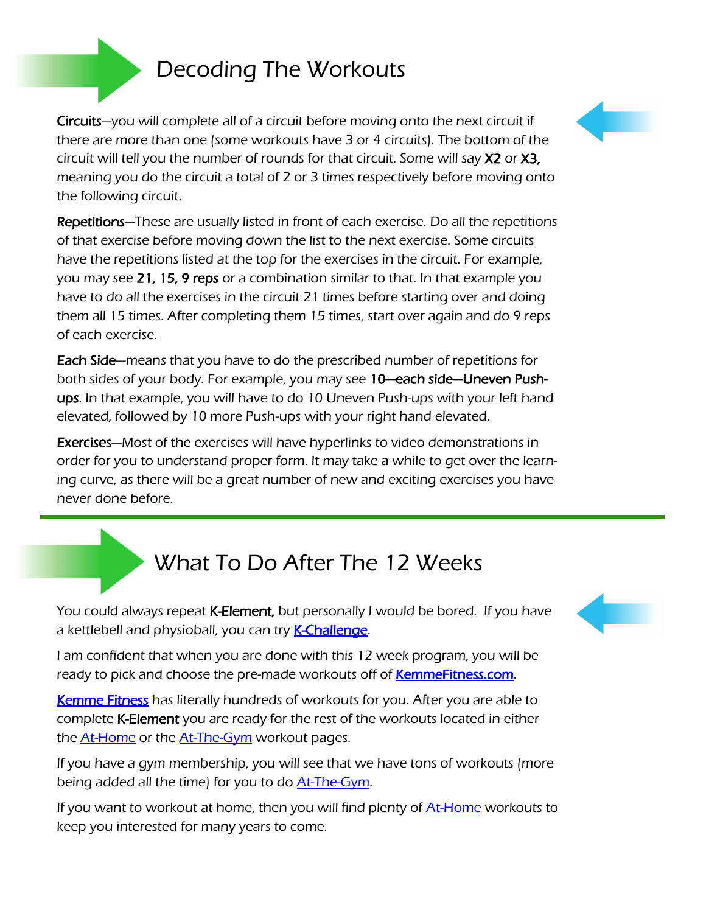## Decoding The Workouts

**Circuits**—you will complete all of a circuit before moving onto the next circuit if there are more than one (some workouts have 3 or 4 circuits). The bottom of the circuit will tell you the number of rounds for that circuit. Some will say **X2** or **X3,** meaning you do the circuit a total of 2 or 3 times respectively before moving onto the following circuit.

**Repetitions**—These are usually listed in front of each exercise. Do all the repetitions of that exercise before moving down the list to the next exercise. Some circuits have the repetitions listed at the top for the exercises in the circuit. For example, you may see **21, 15, 9 reps** or a combination similar to that. In that example you have to do all the exercises in the circuit 21 times before starting over and doing them all 15 times. After completing them 15 times, start over again and do 9 reps of each exercise.

**Each Side**—means that you have to do the prescribed number of repetitions for both sides of your body. For example, you may see **10—each side—Uneven Push-ups**. In that example, you will have to do 10 Uneven Push-ups with your left hand elevated, followed by 10 more Push-ups with your right hand elevated.

**Exercises**—Most of the exercises will have hyperlinks to video demonstrations in order for you to understand proper form. It may take a while to get over the learning curve, as there will be a great number of new and exciting exercises you have never done before.

## What To Do After The 12 Weeks

You could always repeat **K-Element,** but personally I would be bored. If you have a kettlebell and physioball, you can try K-Challenge.

I am confident that when you are done with this 12 week program, you will be ready to pick and choose the pre-made workouts off of KemmeFitness.com.

Kemme Fitness has literally hundreds of workouts for you. After you are able to complete **K-Element** you are ready for the rest of the workouts located in either the At-Home or the At-The-Gym workout pages.

If you have a gym membership, you will see that we have tons of workouts (more being added all the time) for you to do At-The-Gym.

If you want to workout at home, then you will find plenty of At-Home workouts to keep you interested for many years to come.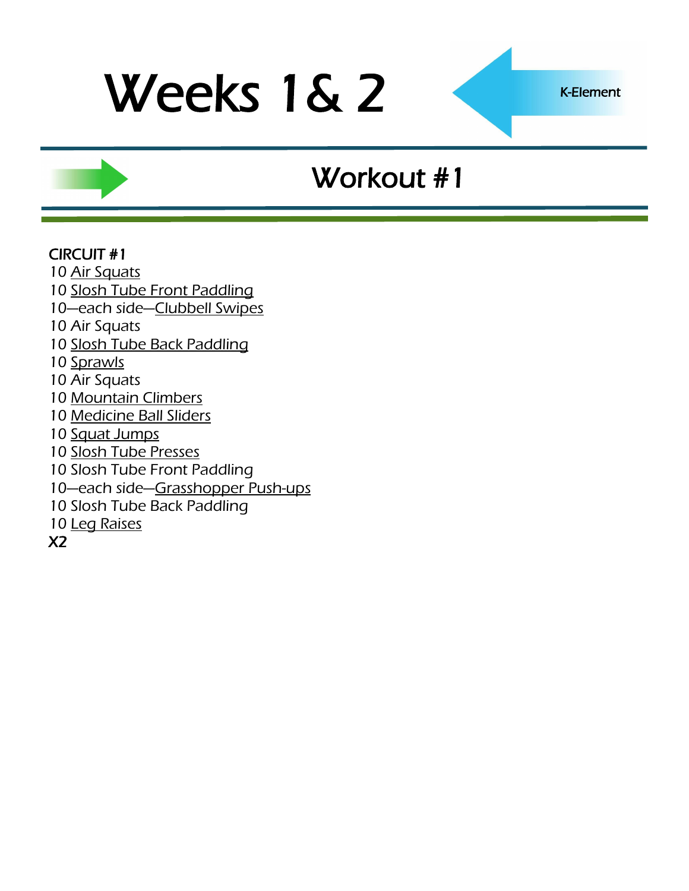# Weeks 1& 2

K-Element

## Workout #1

CIRCUIT #1

10 Air Squats
10 Slosh Tube Front Paddling
10—each side—Clubbell Swipes
10 Air Squats
10 Slosh Tube Back Paddling
10 Sprawls
10 Air Squats
10 Mountain Climbers
10 Medicine Ball Sliders
10 Squat Jumps
10 Slosh Tube Presses
10 Slosh Tube Front Paddling
10—each side—Grasshopper Push-ups
10 Slosh Tube Back Paddling
10 Leg Raises

X2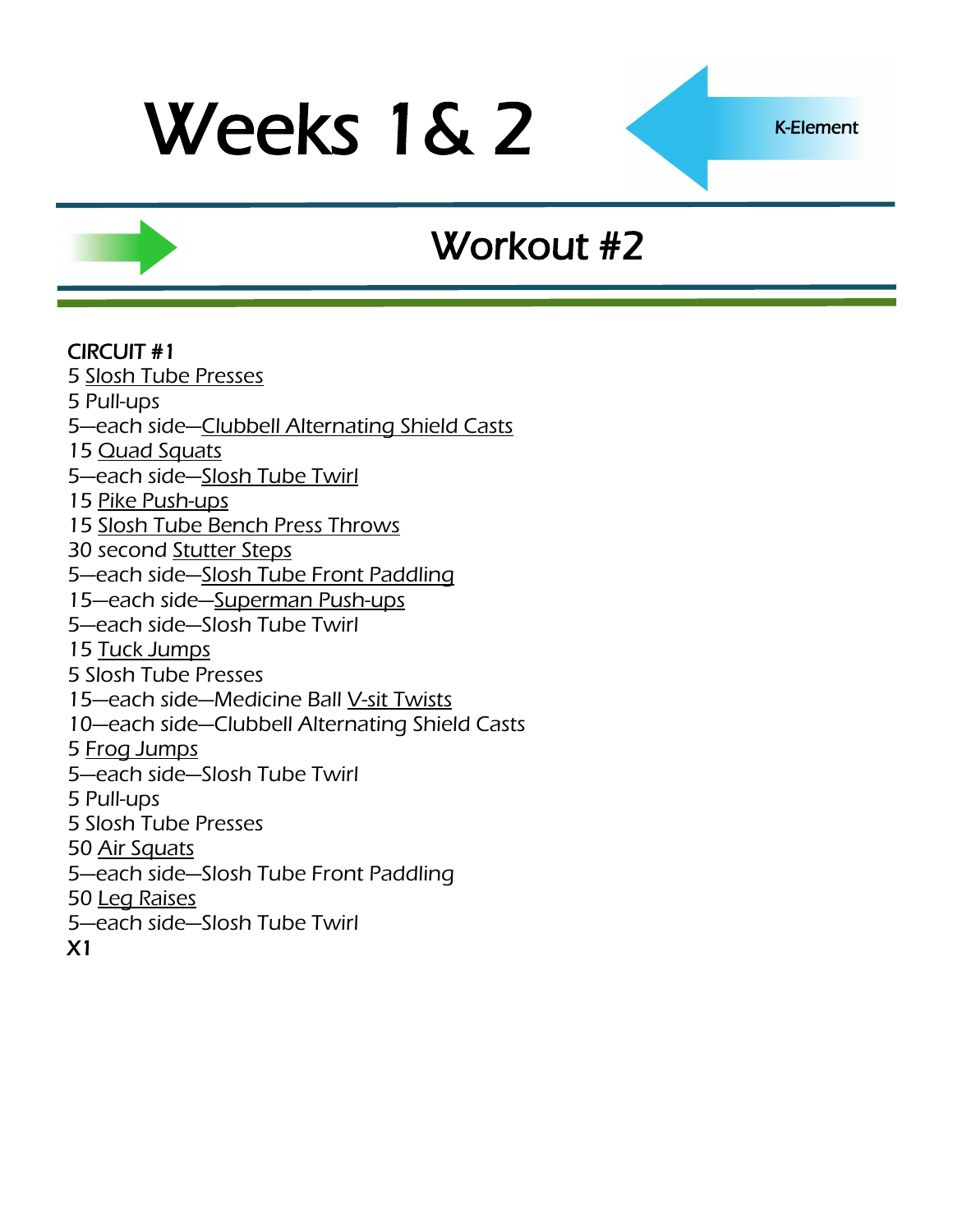# Weeks 1& 2

K-Element

## Workout #2

**CIRCUIT #1**

5 Slosh Tube Presses
5 Pull-ups
5—each side—Clubbell Alternating Shield Casts
15 Quad Squats
5—each side—Slosh Tube Twirl
15 Pike Push-ups
15 Slosh Tube Bench Press Throws
30 second Stutter Steps
5—each side—Slosh Tube Front Paddling
15—each side—Superman Push-ups
5—each side—Slosh Tube Twirl
15 Tuck Jumps
5 Slosh Tube Presses
15—each side—Medicine Ball V-sit Twists
10—each side—Clubbell Alternating Shield Casts
5 Frog Jumps
5—each side—Slosh Tube Twirl
5 Pull-ups
5 Slosh Tube Presses
50 Air Squats
5—each side—Slosh Tube Front Paddling
50 Leg Raises
5—each side—Slosh Tube Twirl
X1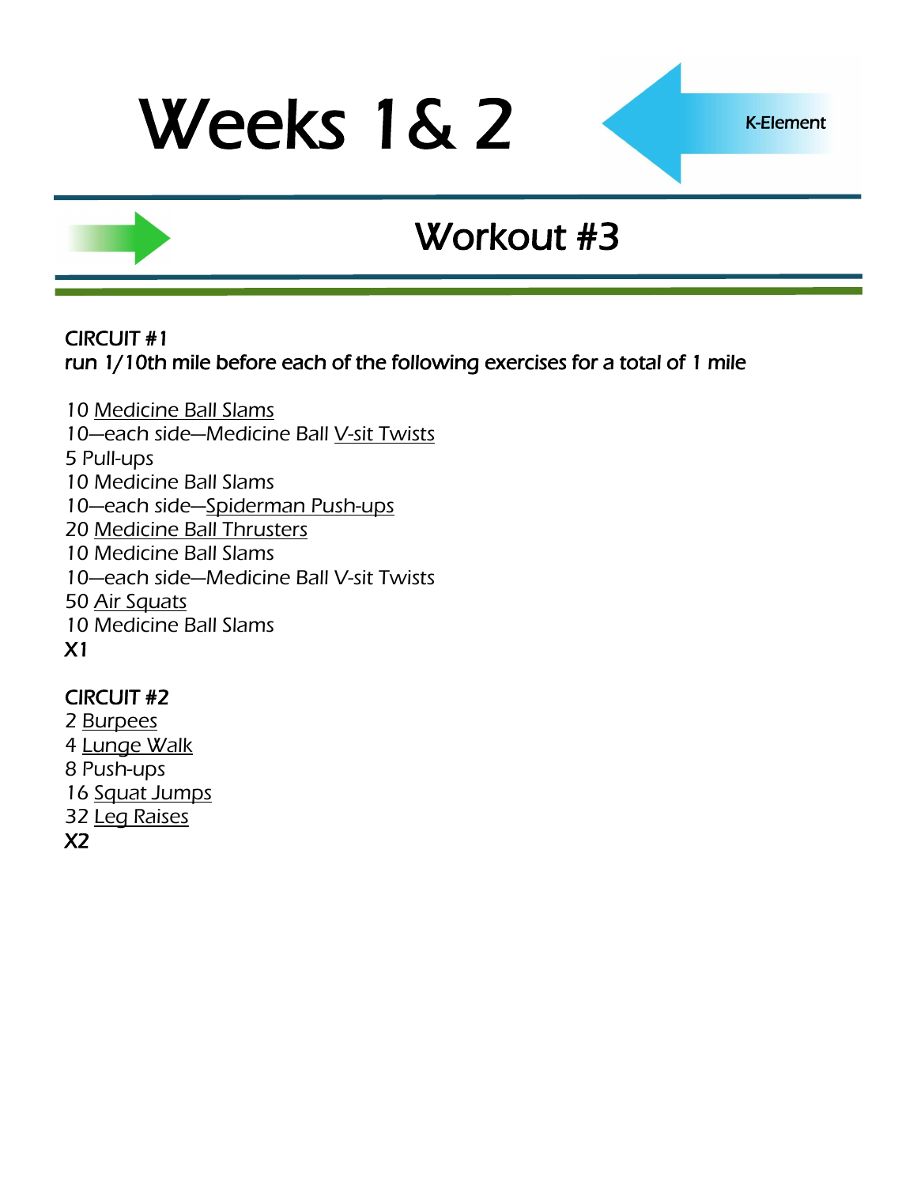# Weeks 1& 2

K-Element

## Workout #3

**CIRCUIT #1**
**run 1/10th mile before each of the following exercises for a total of 1 mile**

10 Medicine Ball Slams
10—each side—Medicine Ball V-sit Twists
5 Pull-ups
10 Medicine Ball Slams
10—each side—Spiderman Push-ups
20 Medicine Ball Thrusters
10 Medicine Ball Slams
10—each side—Medicine Ball V-sit Twists
50 Air Squats
10 Medicine Ball Slams
**X1**

**CIRCUIT #2**
2 Burpees
4 Lunge Walk
8 Push-ups
16 Squat Jumps
32 Leg Raises
**X2**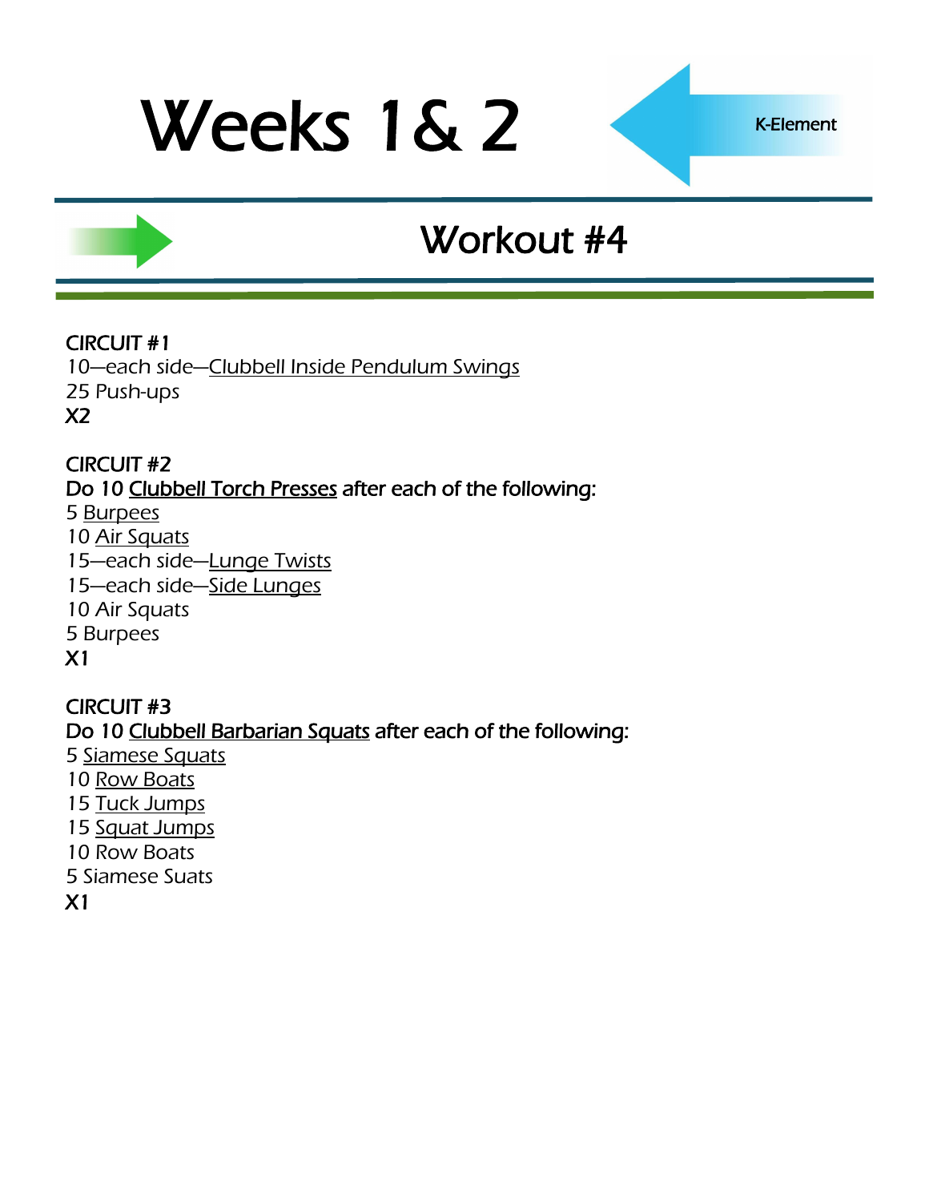# Weeks 1& 2

K-Element

## Workout #4

**CIRCUIT #1**
10—each side—Clubbell Inside Pendulum Swings
25 Push-ups
**X2**

**CIRCUIT #2**
**Do 10 Clubbell Torch Presses after each of the following:**
5 Burpees
10 Air Squats
15—each side—Lunge Twists
15—each side—Side Lunges
10 Air Squats
5 Burpees
**X1**

**CIRCUIT #3**
**Do 10 Clubbell Barbarian Squats after each of the following:**
5 Siamese Squats
10 Row Boats
15 Tuck Jumps
15 Squat Jumps
10 Row Boats
5 Siamese Suats
**X1**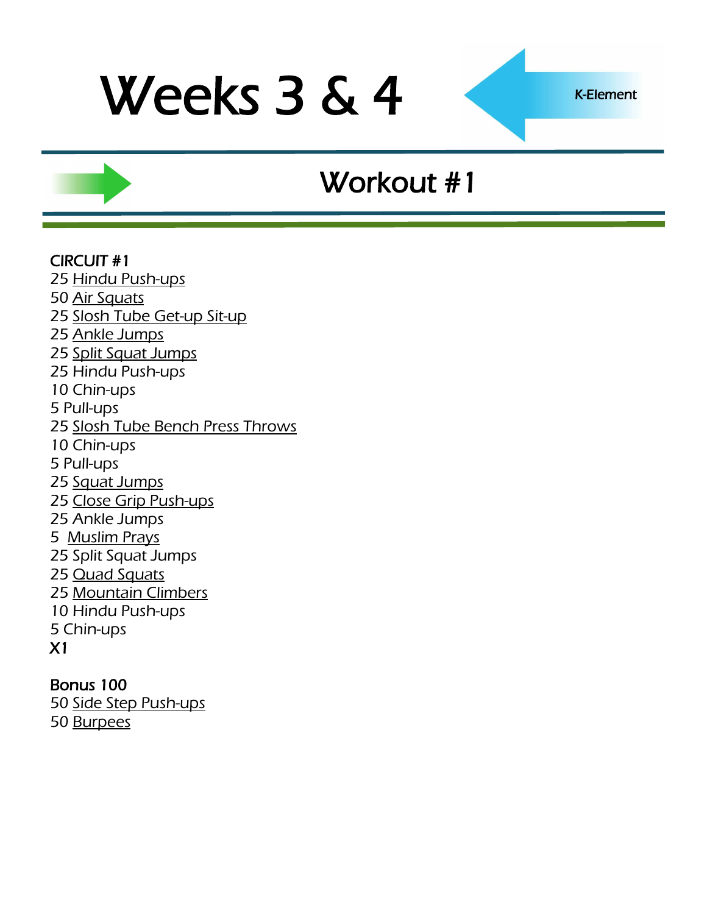# Weeks 3 & 4

K-Element

## Workout #1

**CIRCUIT #1**
25 Hindu Push-ups
50 Air Squats
25 Slosh Tube Get-up Sit-up
25 Ankle Jumps
25 Split Squat Jumps
25 Hindu Push-ups
10 Chin-ups
5 Pull-ups
25 Slosh Tube Bench Press Throws
10 Chin-ups
5 Pull-ups
25 Squat Jumps
25 Close Grip Push-ups
25 Ankle Jumps
5 Muslim Prays
25 Split Squat Jumps
25 Quad Squats
25 Mountain Climbers
10 Hindu Push-ups
5 Chin-ups
**X1**

**Bonus 100**
50 Side Step Push-ups
50 Burpees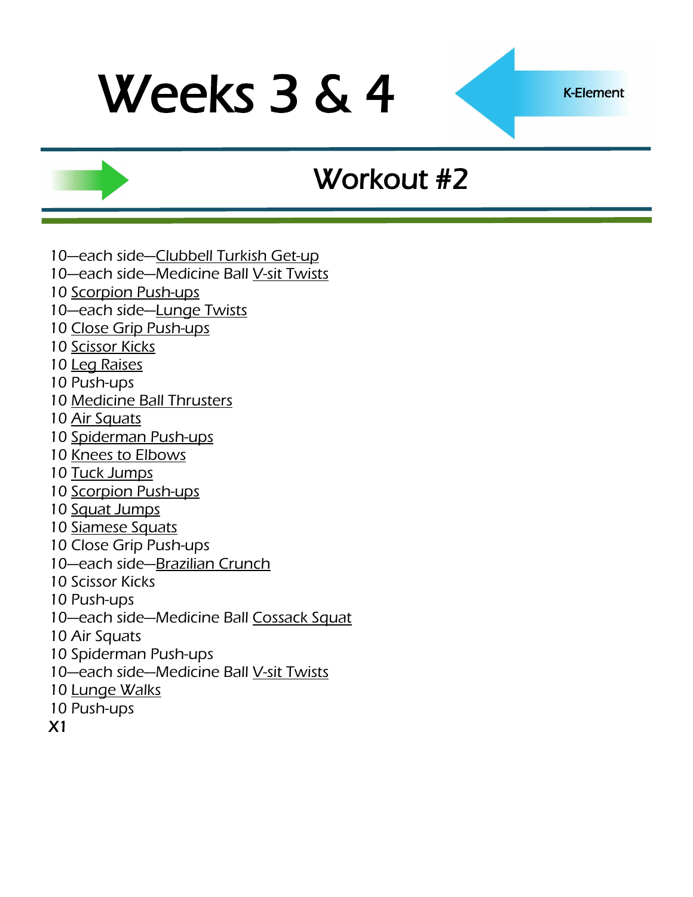# Weeks 3 & 4

K-Element

## Workout #2

10—each side—Clubbell Turkish Get-up
10—each side—Medicine Ball V-sit Twists
10 Scorpion Push-ups
10—each side—Lunge Twists
10 Close Grip Push-ups
10 Scissor Kicks
10 Leg Raises
10 Push-ups
10 Medicine Ball Thrusters
10 Air Squats
10 Spiderman Push-ups
10 Knees to Elbows
10 Tuck Jumps
10 Scorpion Push-ups
10 Squat Jumps
10 Siamese Squats
10 Close Grip Push-ups
10—each side—Brazilian Crunch
10 Scissor Kicks
10 Push-ups
10—each side—Medicine Ball Cossack Squat
10 Air Squats
10 Spiderman Push-ups
10—each side—Medicine Ball V-sit Twists
10 Lunge Walks
10 Push-ups
X1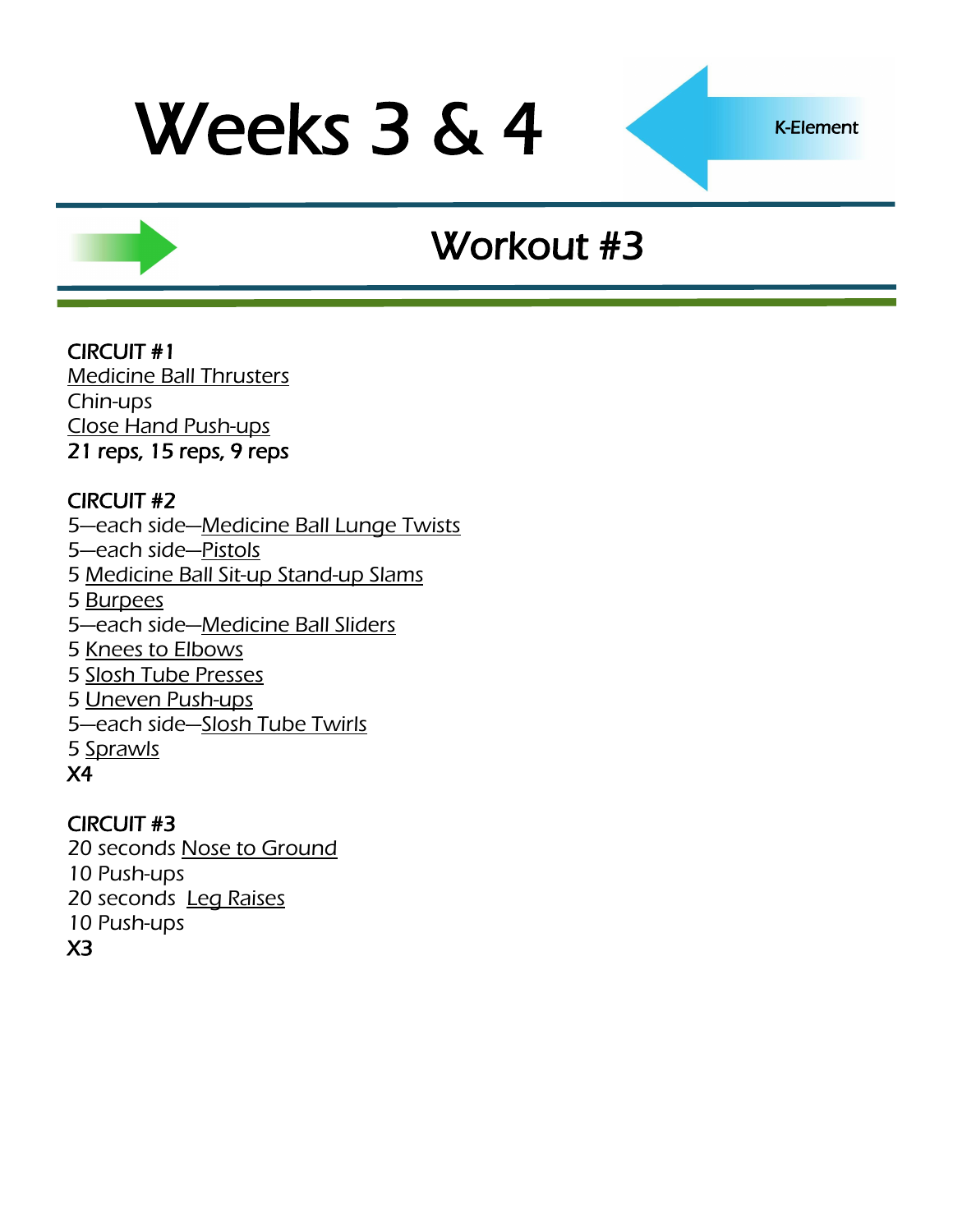# Weeks 3 & 4

K-Element

## Workout #3

**CIRCUIT #1**
Medicine Ball Thrusters
Chin-ups
Close Hand Push-ups
**21 reps, 15 reps, 9 reps**

**CIRCUIT #2**
5—each side—Medicine Ball Lunge Twists
5—each side—Pistols
5 Medicine Ball Sit-up Stand-up Slams
5 Burpees
5—each side—Medicine Ball Sliders
5 Knees to Elbows
5 Slosh Tube Presses
5 Uneven Push-ups
5—each side—Slosh Tube Twirls
5 Sprawls
**X4**

**CIRCUIT #3**
20 seconds Nose to Ground
10 Push-ups
20 seconds Leg Raises
10 Push-ups
**X3**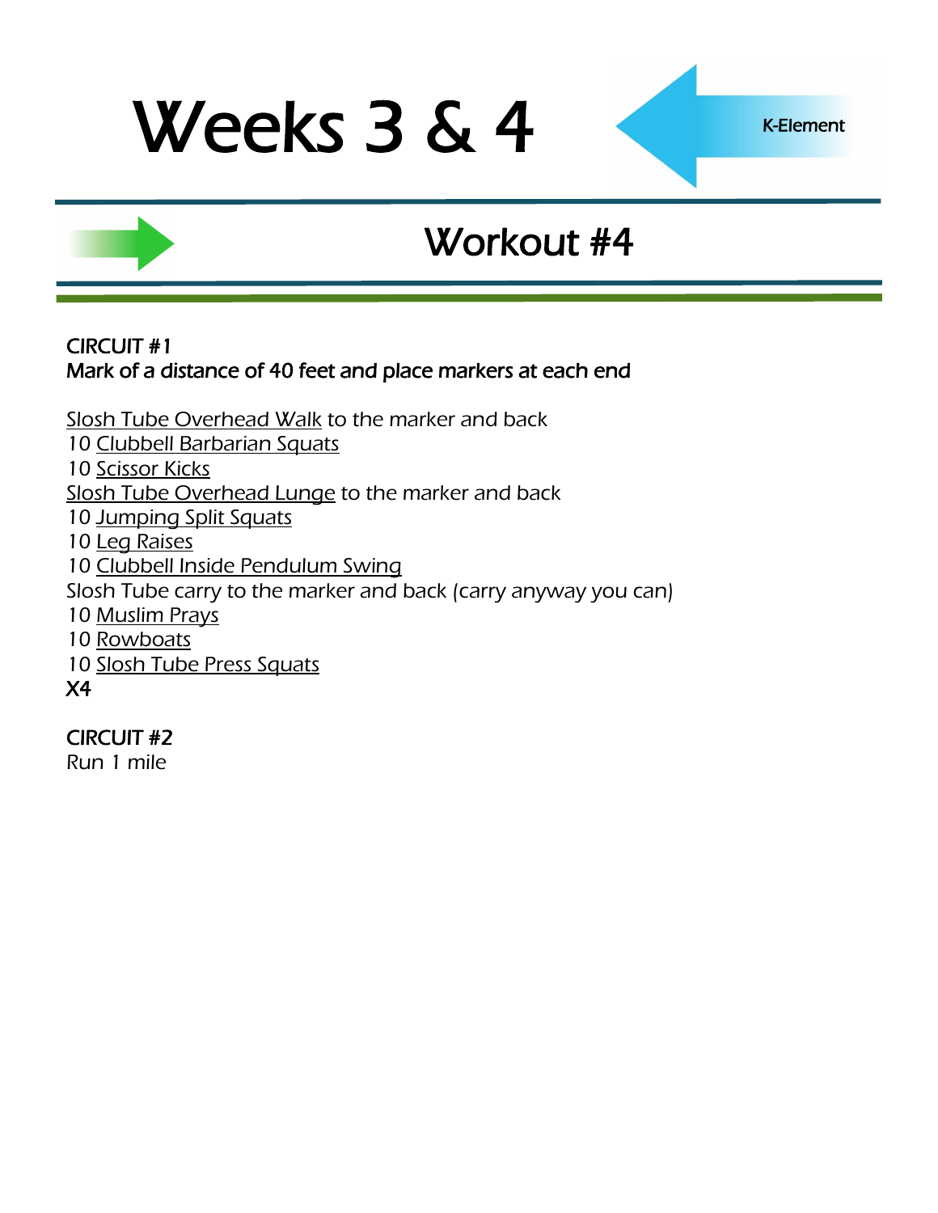# Weeks 3 & 4

K-Element

## Workout #4

CIRCUIT #1
Mark of a distance of 40 feet and place markers at each end

Slosh Tube Overhead Walk to the marker and back
10 Clubbell Barbarian Squats
10 Scissor Kicks
Slosh Tube Overhead Lunge to the marker and back
10 Jumping Split Squats
10 Leg Raises
10 Clubbell Inside Pendulum Swing
Slosh Tube carry to the marker and back (carry anyway you can)
10 Muslim Prays
10 Rowboats
10 Slosh Tube Press Squats
X4

CIRCUIT #2
Run 1 mile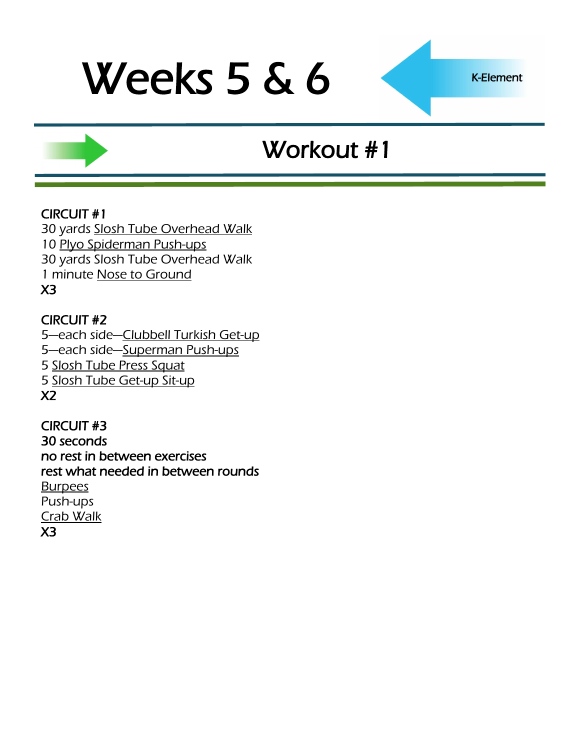# Weeks 5 & 6

K-Element

## Workout #1

**CIRCUIT #1**
30 yards Slosh Tube Overhead Walk
10 Plyo Spiderman Push-ups
30 yards Slosh Tube Overhead Walk
1 minute Nose to Ground
**X3**

**CIRCUIT #2**
5—each side—Clubbell Turkish Get-up
5—each side—Superman Push-ups
5 Slosh Tube Press Squat
5 Slosh Tube Get-up Sit-up
**X2**

**CIRCUIT #3**
**30 seconds**
**no rest in between exercises**
**rest what needed in between rounds**
Burpees
Push-ups
Crab Walk
**X3**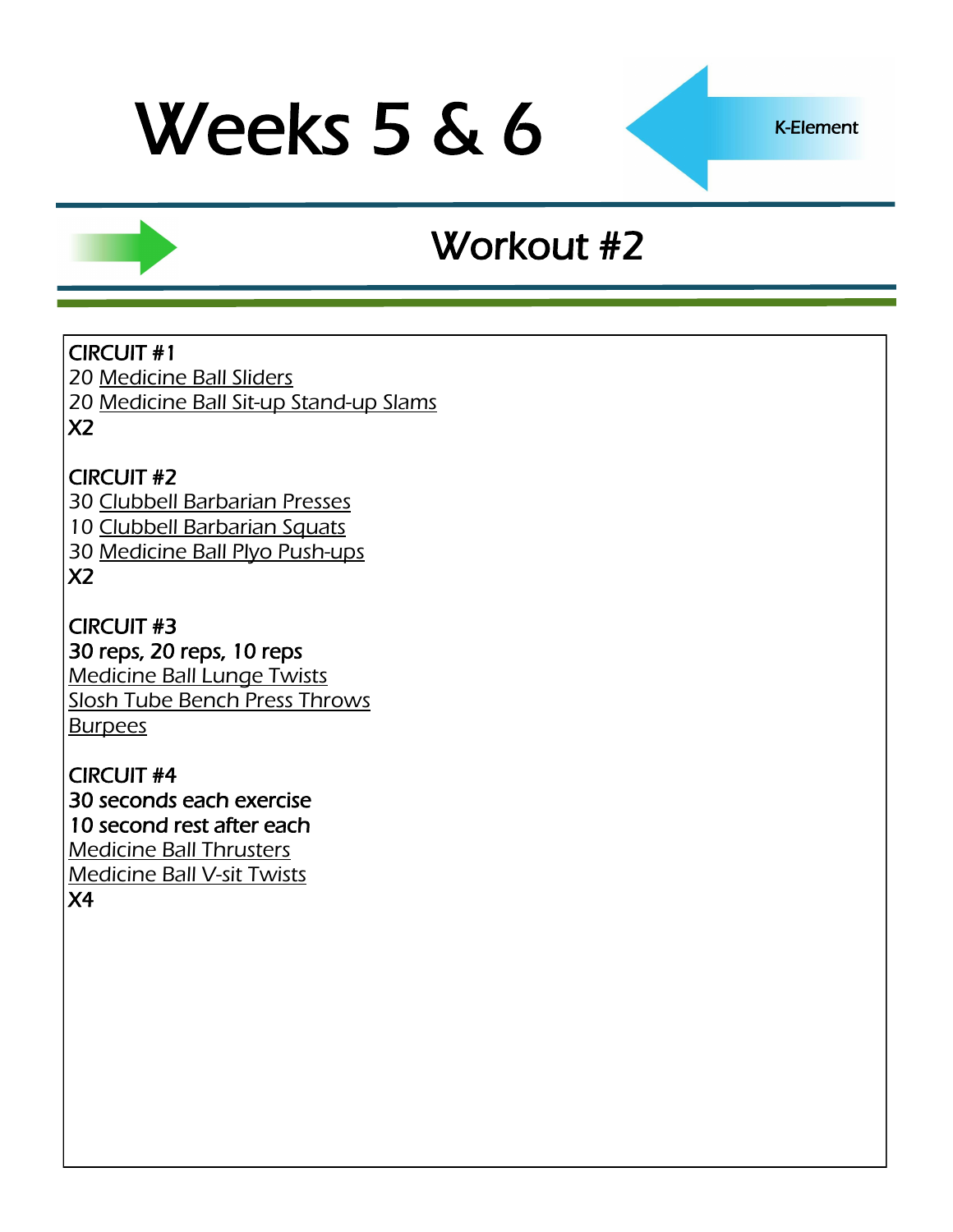# Weeks 5 & 6

K-Element

## Workout #2

**CIRCUIT #1**
20 Medicine Ball Sliders
20 Medicine Ball Sit-up Stand-up Slams
**X2**

**CIRCUIT #2**
30 Clubbell Barbarian Presses
10 Clubbell Barbarian Squats
30 Medicine Ball Plyo Push-ups
**X2**

**CIRCUIT #3**
**30 reps, 20 reps, 10 reps**
Medicine Ball Lunge Twists
Slosh Tube Bench Press Throws
Burpees

**CIRCUIT #4**
**30 seconds each exercise**
**10 second rest after each**
Medicine Ball Thrusters
Medicine Ball V-sit Twists
**X4**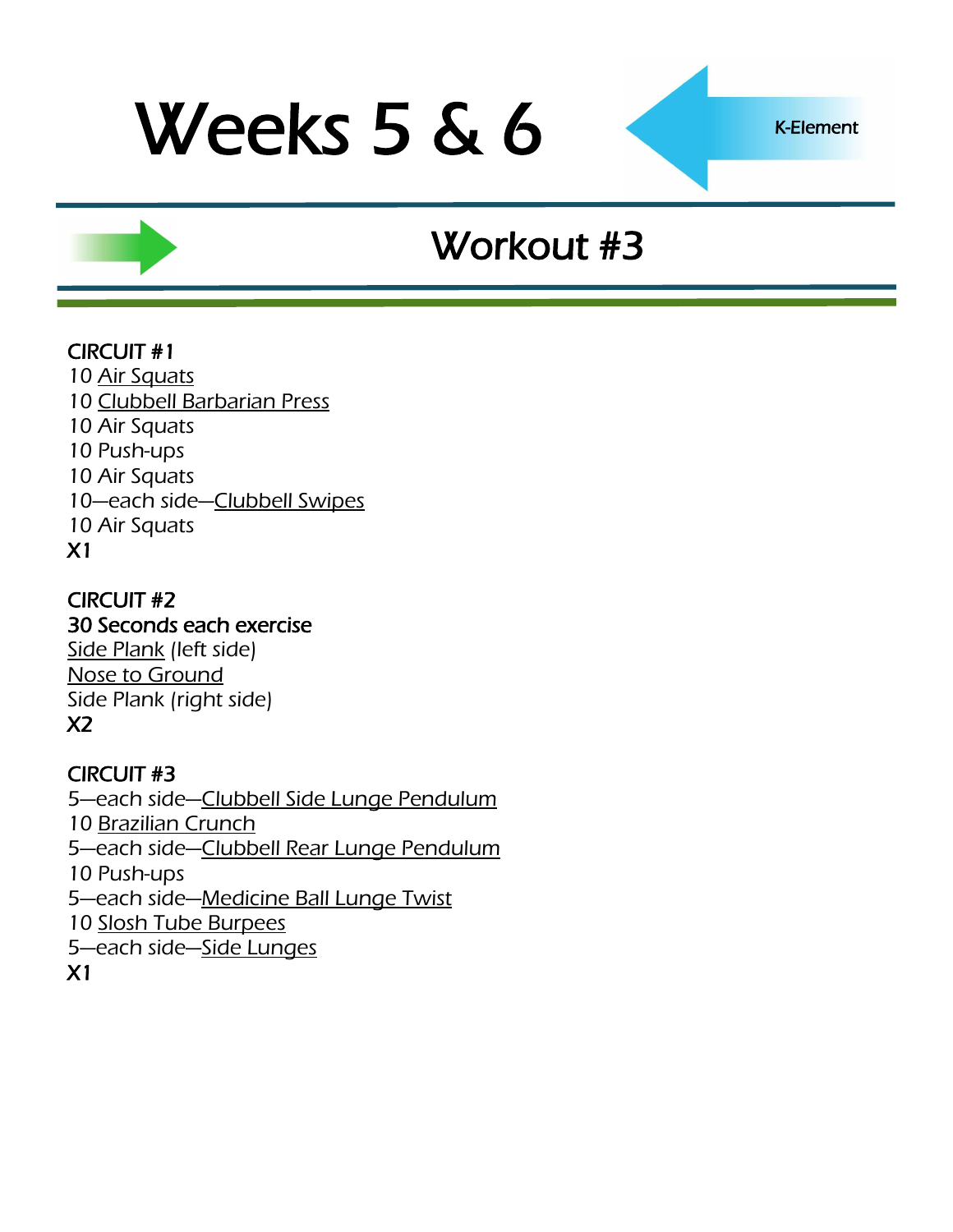# Weeks 5 & 6

K-Element

## Workout #3

**CIRCUIT #1**
10 Air Squats
10 Clubbell Barbarian Press
10 Air Squats
10 Push-ups
10 Air Squats
10—each side—Clubbell Swipes
10 Air Squats
**X1**

**CIRCUIT #2**
**30 Seconds each exercise**
Side Plank (left side)
Nose to Ground
Side Plank (right side)
**X2**

**CIRCUIT #3**
5—each side—Clubbell Side Lunge Pendulum
10 Brazilian Crunch
5—each side—Clubbell Rear Lunge Pendulum
10 Push-ups
5—each side—Medicine Ball Lunge Twist
10 Slosh Tube Burpees
5—each side—Side Lunges
**X1**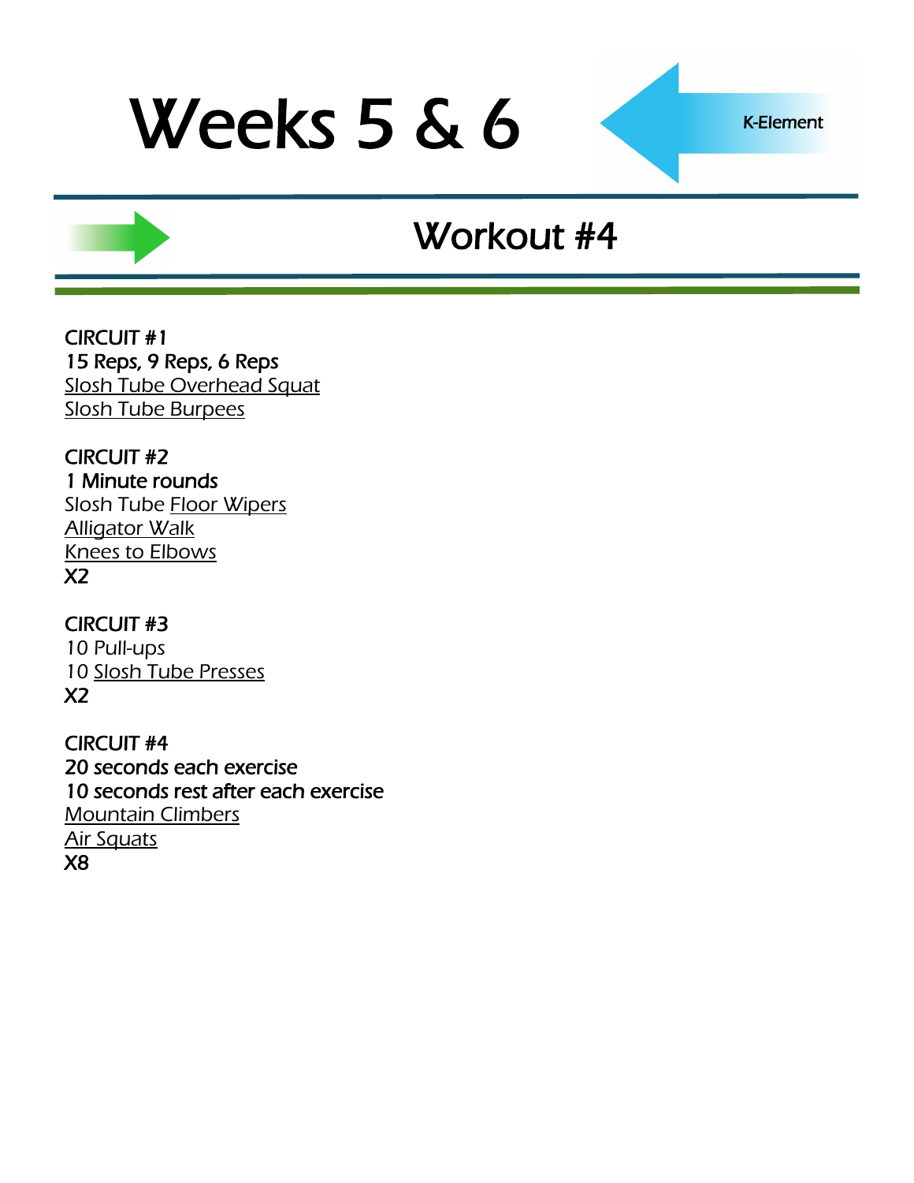# Weeks 5 & 6

K-Element

## Workout #4

**CIRCUIT #1**
**15 Reps, 9 Reps, 6 Reps**
Slosh Tube Overhead Squat
Slosh Tube Burpees

**CIRCUIT #2**
**1 Minute rounds**
Slosh Tube Floor Wipers
Alligator Walk
Knees to Elbows
**X2**

**CIRCUIT #3**
10 Pull-ups
10 Slosh Tube Presses
**X2**

**CIRCUIT #4**
**20 seconds each exercise**
**10 seconds rest after each exercise**
Mountain Climbers
Air Squats
**X8**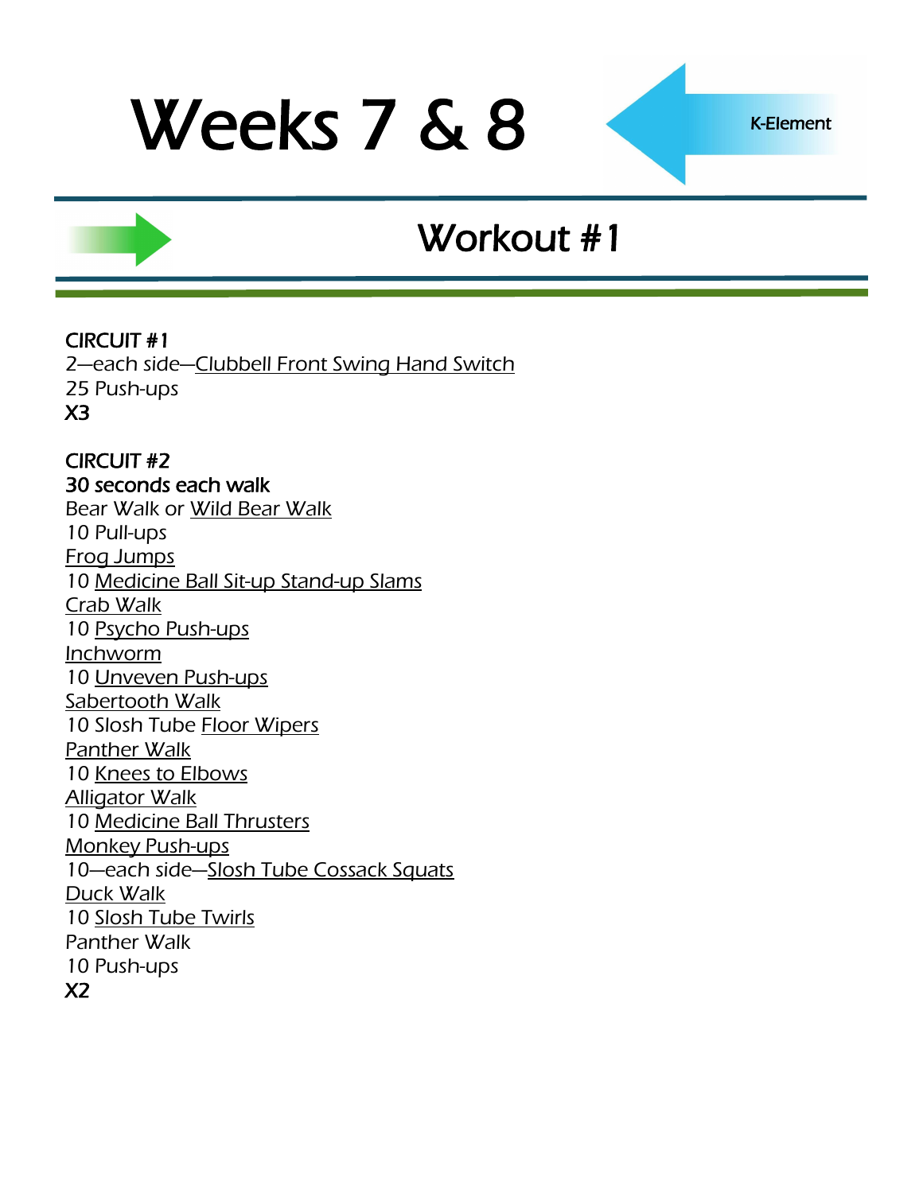# Weeks 7 & 8

K-Element

## Workout #1

**CIRCUIT #1**
2—each side—Clubbell Front Swing Hand Switch
25 Push-ups
**X3**

**CIRCUIT #2**
**30 seconds each walk**
Bear Walk or Wild Bear Walk
10 Pull-ups
Frog Jumps
10 Medicine Ball Sit-up Stand-up Slams
Crab Walk
10 Psycho Push-ups
Inchworm
10 Unveven Push-ups
Sabertooth Walk
10 Slosh Tube Floor Wipers
Panther Walk
10 Knees to Elbows
Alligator Walk
10 Medicine Ball Thrusters
Monkey Push-ups
10—each side—Slosh Tube Cossack Squats
Duck Walk
10 Slosh Tube Twirls
Panther Walk
10 Push-ups
**X2**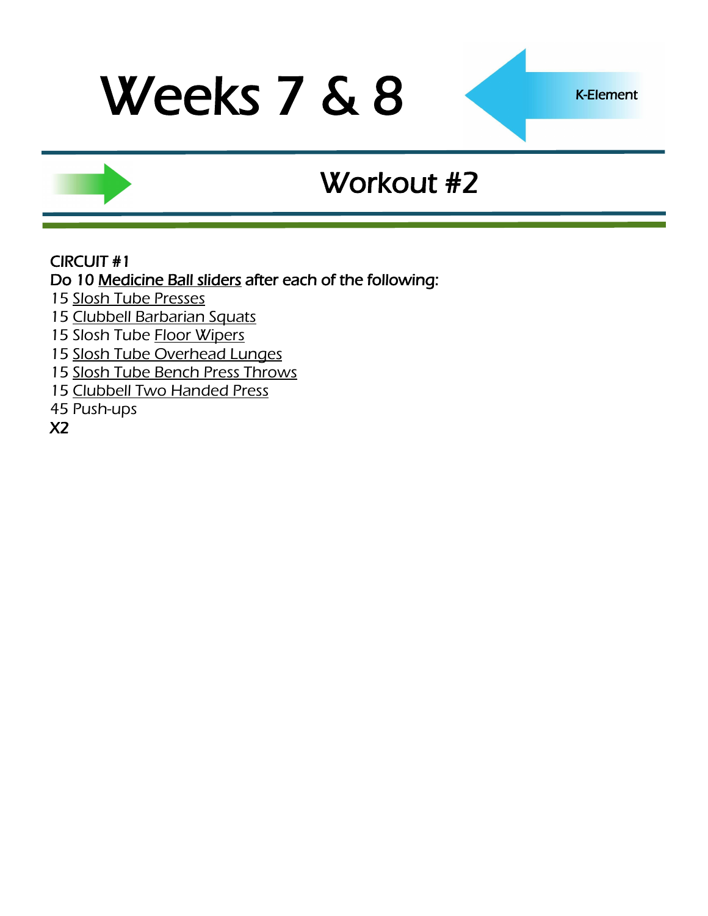# Weeks 7 & 8

K-Element

## Workout #2

CIRCUIT #1

Do 10 Medicine Ball sliders after each of the following:

15 Slosh Tube Presses
15 Clubbell Barbarian Squats
15 Slosh Tube Floor Wipers
15 Slosh Tube Overhead Lunges
15 Slosh Tube Bench Press Throws
15 Clubbell Two Handed Press
45 Push-ups

X2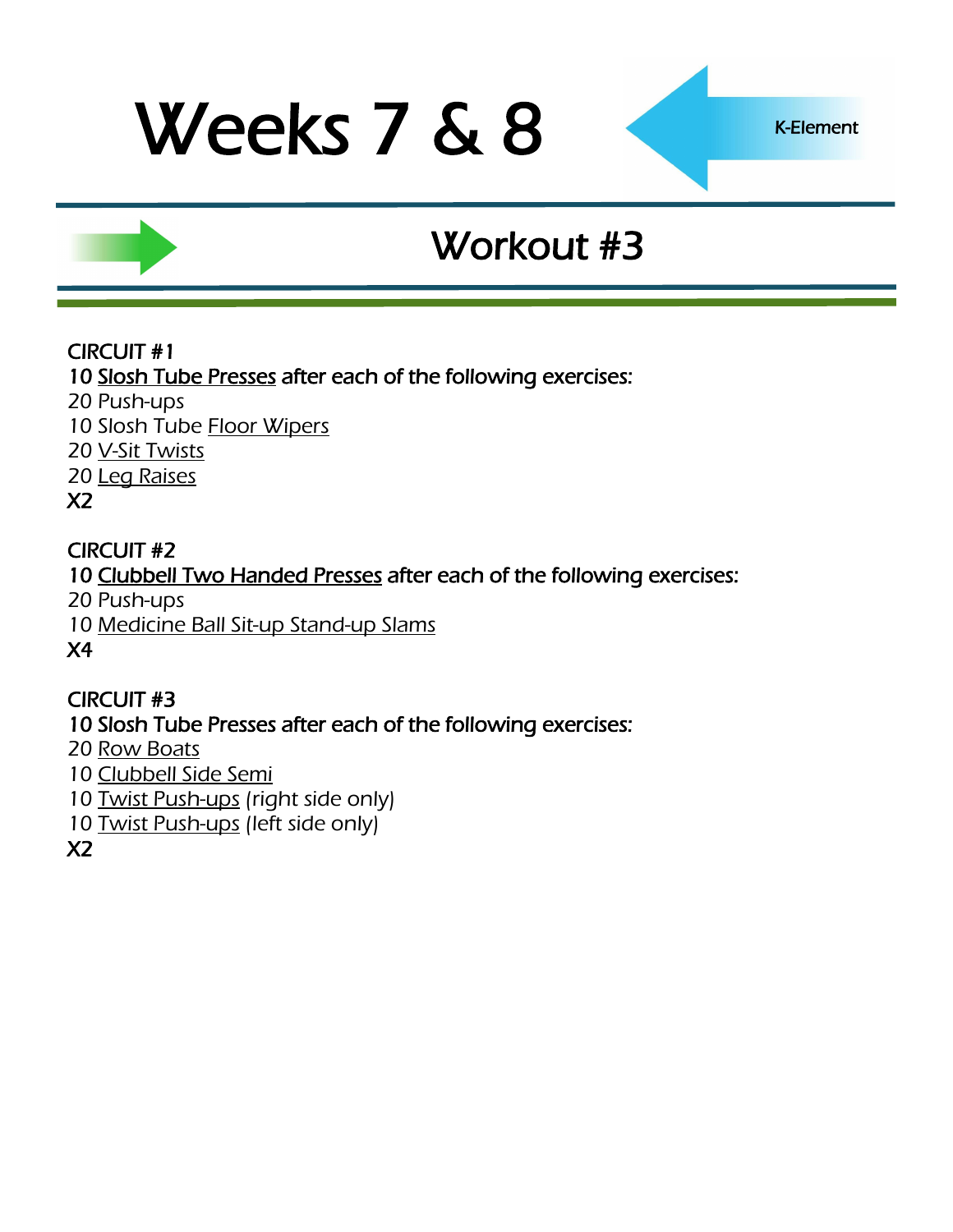# Weeks 7 & 8

K-Element

## Workout #3

**CIRCUIT #1**
**10 Slosh Tube Presses after each of the following exercises:**
20 Push-ups
10 Slosh Tube Floor Wipers
20 V-Sit Twists
20 Leg Raises
**X2**

**CIRCUIT #2**
**10 Clubbell Two Handed Presses after each of the following exercises:**
20 Push-ups
10 Medicine Ball Sit-up Stand-up Slams
**X4**

**CIRCUIT #3**
**10 Slosh Tube Presses after each of the following exercises:**
20 Row Boats
10 Clubbell Side Semi
10 Twist Push-ups (right side only)
10 Twist Push-ups (left side only)
**X2**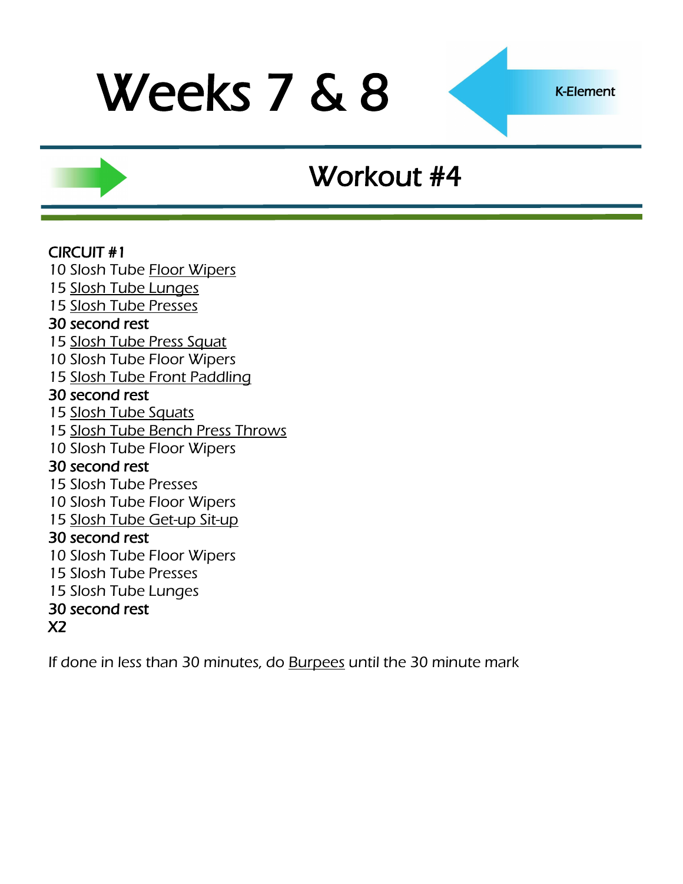# Weeks 7 & 8

K-Element

## Workout #4

**CIRCUIT #1**

10 Slosh Tube Floor Wipers
15 Slosh Tube Lunges
15 Slosh Tube Presses
**30 second rest**
15 Slosh Tube Press Squat
10 Slosh Tube Floor Wipers
15 Slosh Tube Front Paddling
**30 second rest**
15 Slosh Tube Squats
15 Slosh Tube Bench Press Throws
10 Slosh Tube Floor Wipers
**30 second rest**
15 Slosh Tube Presses
10 Slosh Tube Floor Wipers
15 Slosh Tube Get-up Sit-up
**30 second rest**
10 Slosh Tube Floor Wipers
15 Slosh Tube Presses
15 Slosh Tube Lunges
**30 second rest**
**X2**

If done in less than 30 minutes, do Burpees until the 30 minute mark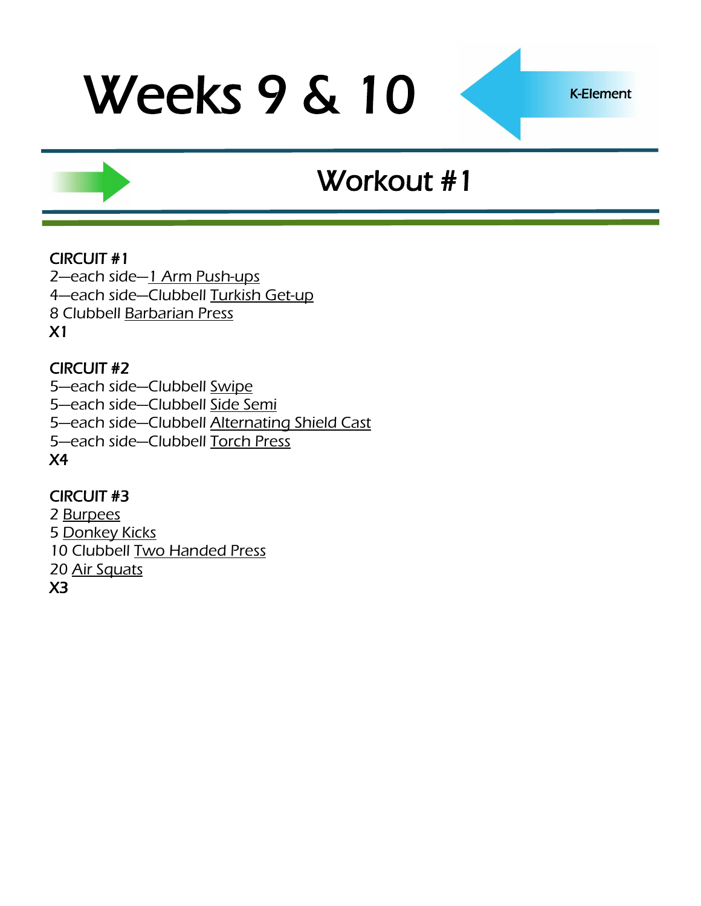# Weeks 9 & 10

K-Element

## Workout #1

**CIRCUIT #1**
2—each side—1 Arm Push-ups
4—each side—Clubbell Turkish Get-up
8 Clubbell Barbarian Press
X1

**CIRCUIT #2**
5—each side—Clubbell Swipe
5—each side—Clubbell Side Semi
5—each side—Clubbell Alternating Shield Cast
5—each side—Clubbell Torch Press
X4

**CIRCUIT #3**
2 Burpees
5 Donkey Kicks
10 Clubbell Two Handed Press
20 Air Squats
X3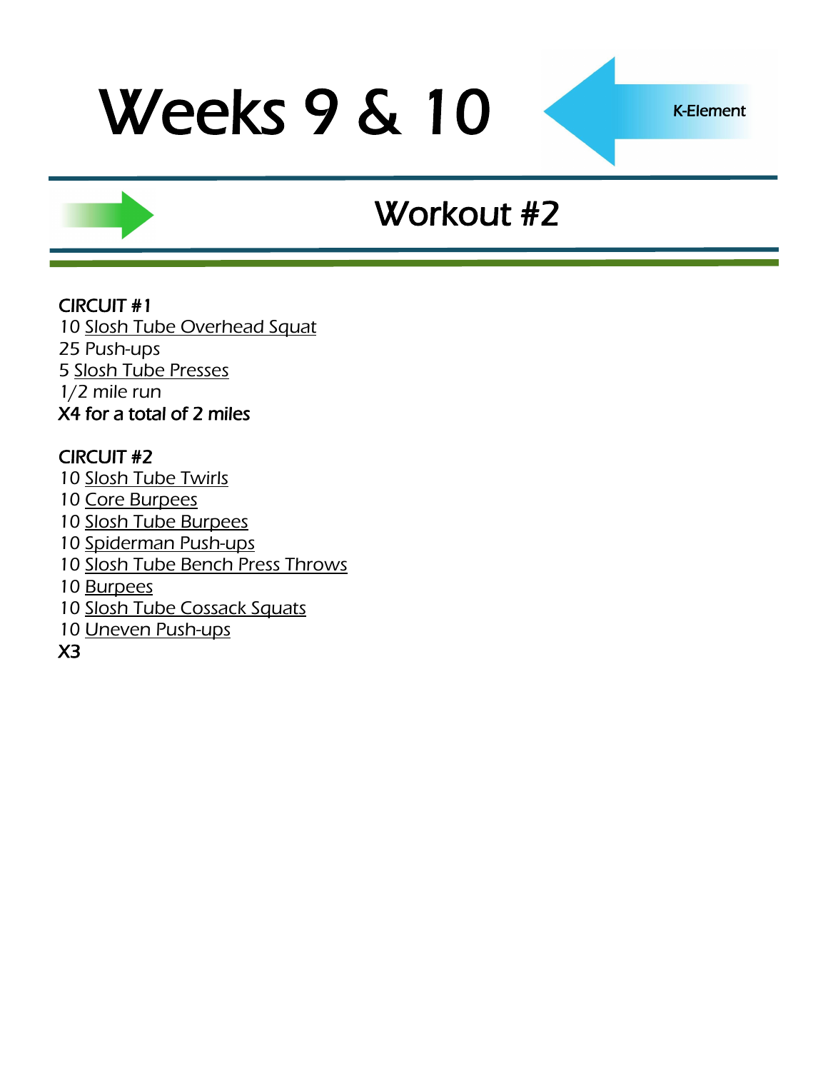# Weeks 9 & 10

K-Element

## Workout #2

CIRCUIT #1
10 Slosh Tube Overhead Squat
25 Push-ups
5 Slosh Tube Presses
1/2 mile run
X4 for a total of 2 miles

CIRCUIT #2
10 Slosh Tube Twirls
10 Core Burpees
10 Slosh Tube Burpees
10 Spiderman Push-ups
10 Slosh Tube Bench Press Throws
10 Burpees
10 Slosh Tube Cossack Squats
10 Uneven Push-ups
X3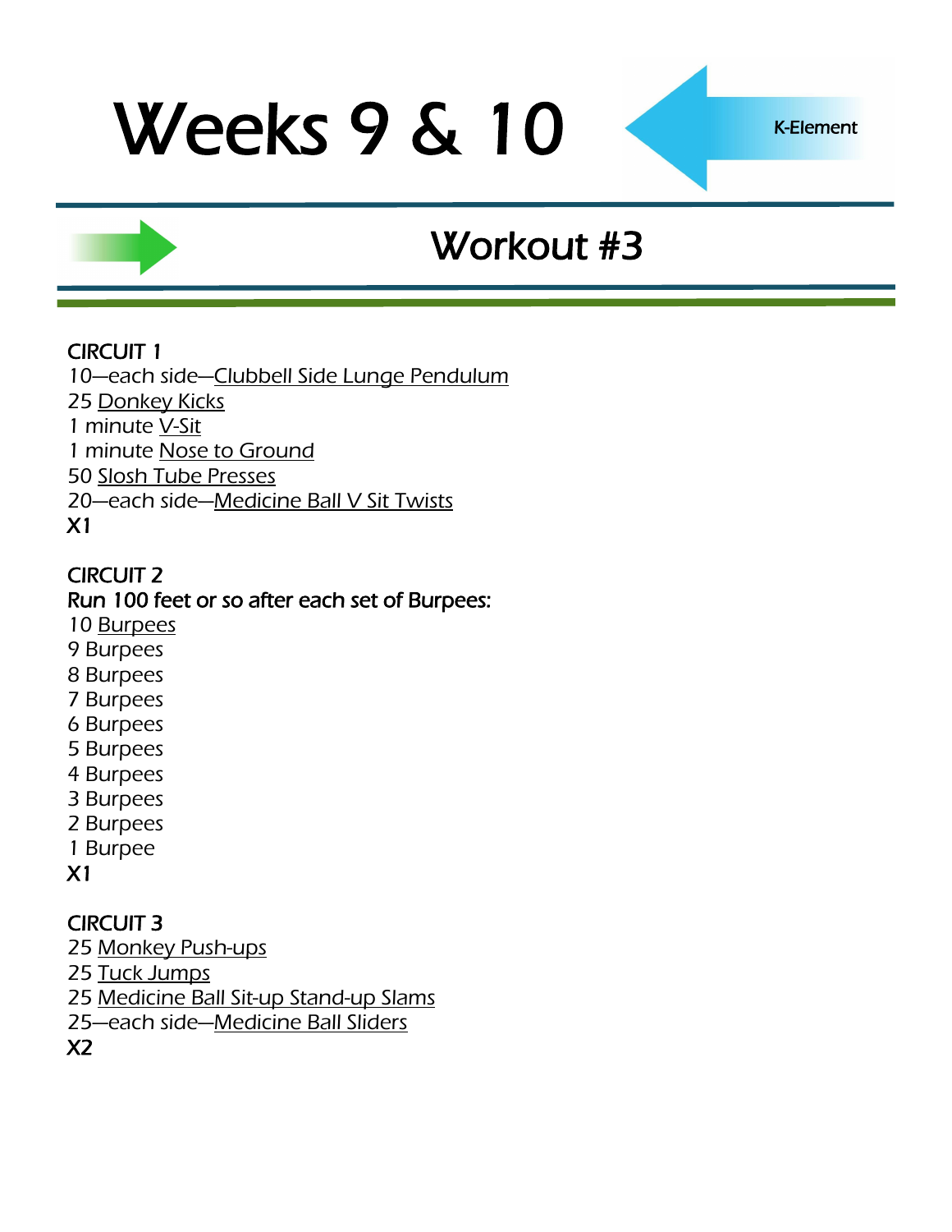# Weeks 9 & 10

K-Element

## Workout #3

**CIRCUIT 1**
10—each side—Clubbell Side Lunge Pendulum
25 Donkey Kicks
1 minute V-Sit
1 minute Nose to Ground
50 Slosh Tube Presses
20—each side—Medicine Ball V Sit Twists
**X1**

**CIRCUIT 2**
**Run 100 feet or so after each set of Burpees:**
10 Burpees
9 Burpees
8 Burpees
7 Burpees
6 Burpees
5 Burpees
4 Burpees
3 Burpees
2 Burpees
1 Burpee
**X1**

**CIRCUIT 3**
25 Monkey Push-ups
25 Tuck Jumps
25 Medicine Ball Sit-up Stand-up Slams
25—each side—Medicine Ball Sliders
**X2**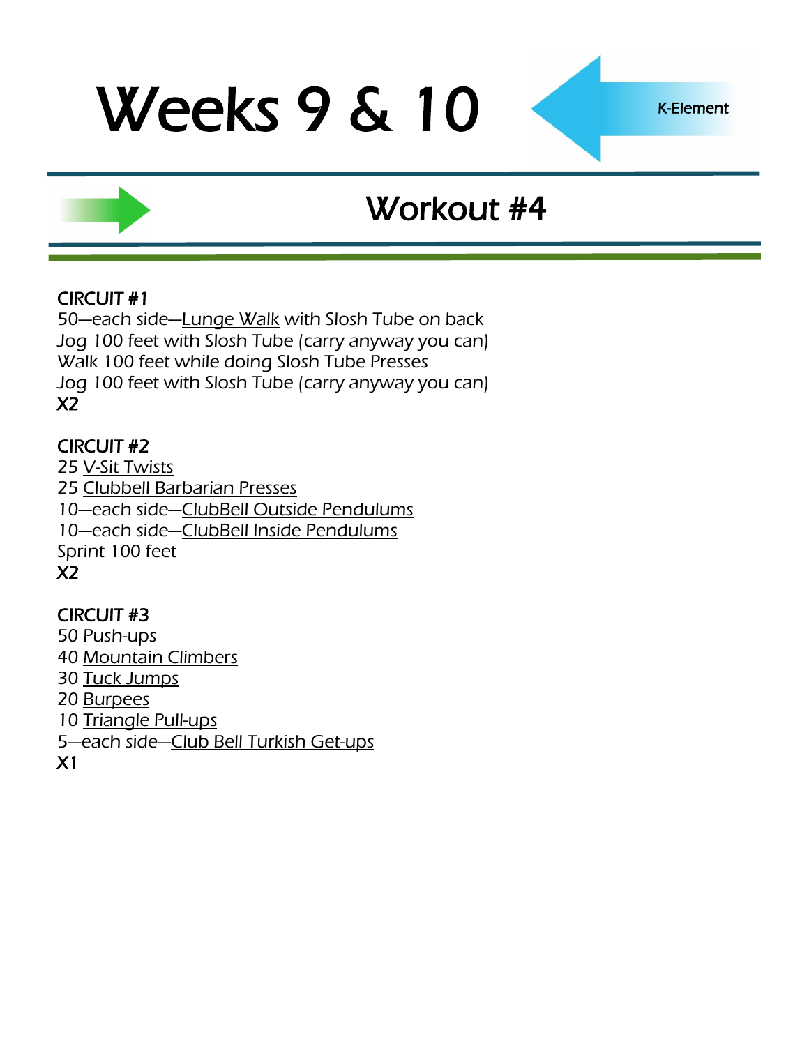# Weeks 9 & 10

K-Element

## Workout #4

**CIRCUIT #1**

50—each side—Lunge Walk with Slosh Tube on back
Jog 100 feet with Slosh Tube (carry anyway you can)
Walk 100 feet while doing Slosh Tube Presses
Jog 100 feet with Slosh Tube (carry anyway you can)
**X2**

**CIRCUIT #2**

25 V-Sit Twists
25 Clubbell Barbarian Presses
10—each side—ClubBell Outside Pendulums
10—each side—ClubBell Inside Pendulums
Sprint 100 feet
**X2**

**CIRCUIT #3**

50 Push-ups
40 Mountain Climbers
30 Tuck Jumps
20 Burpees
10 Triangle Pull-ups
5—each side—Club Bell Turkish Get-ups
**X1**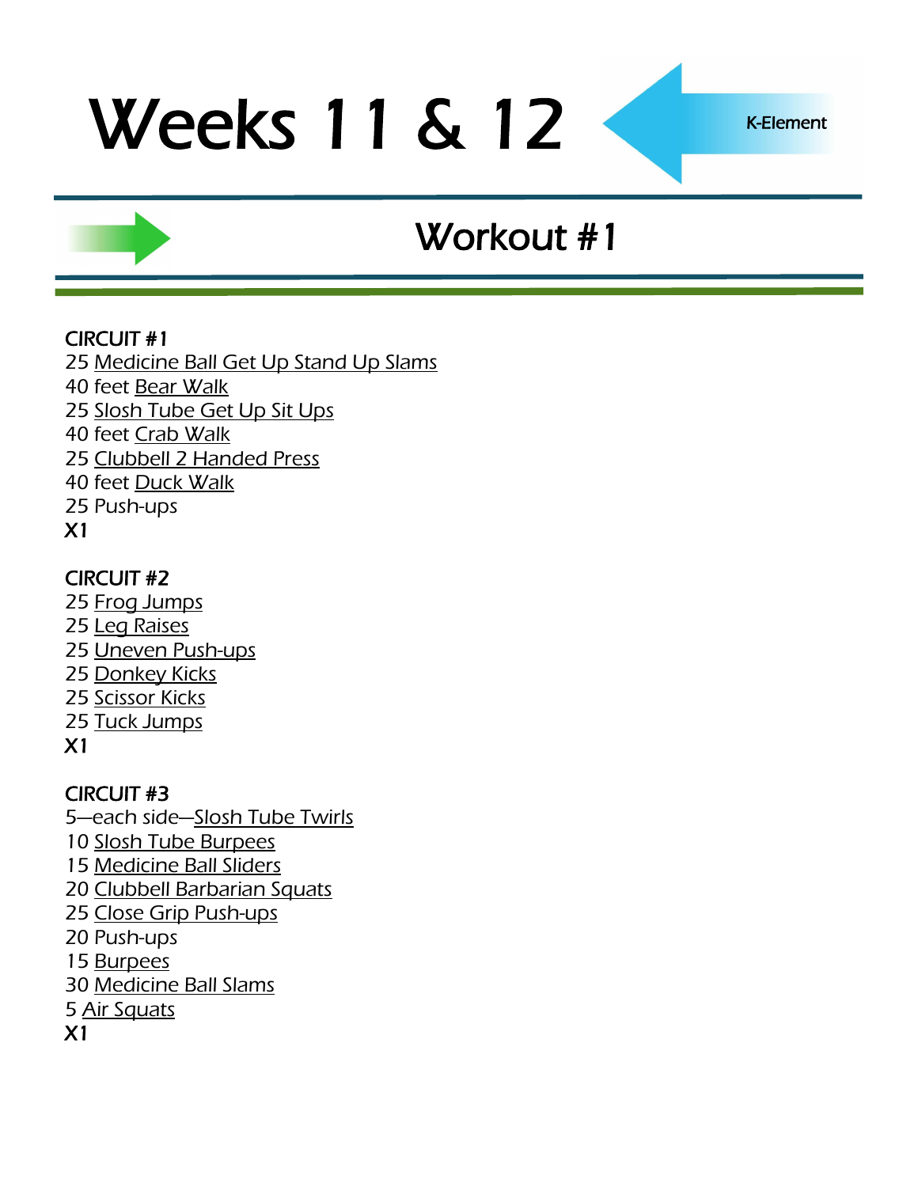# Weeks 11 & 12

K-Element

## Workout #1

CIRCUIT #1
25 Medicine Ball Get Up Stand Up Slams
40 feet Bear Walk
25 Slosh Tube Get Up Sit Ups
40 feet Crab Walk
25 Clubbell 2 Handed Press
40 feet Duck Walk
25 Push-ups
X1

CIRCUIT #2
25 Frog Jumps
25 Leg Raises
25 Uneven Push-ups
25 Donkey Kicks
25 Scissor Kicks
25 Tuck Jumps
X1

CIRCUIT #3
5—each side—Slosh Tube Twirls
10 Slosh Tube Burpees
15 Medicine Ball Sliders
20 Clubbell Barbarian Squats
25 Close Grip Push-ups
20 Push-ups
15 Burpees
30 Medicine Ball Slams
5 Air Squats
X1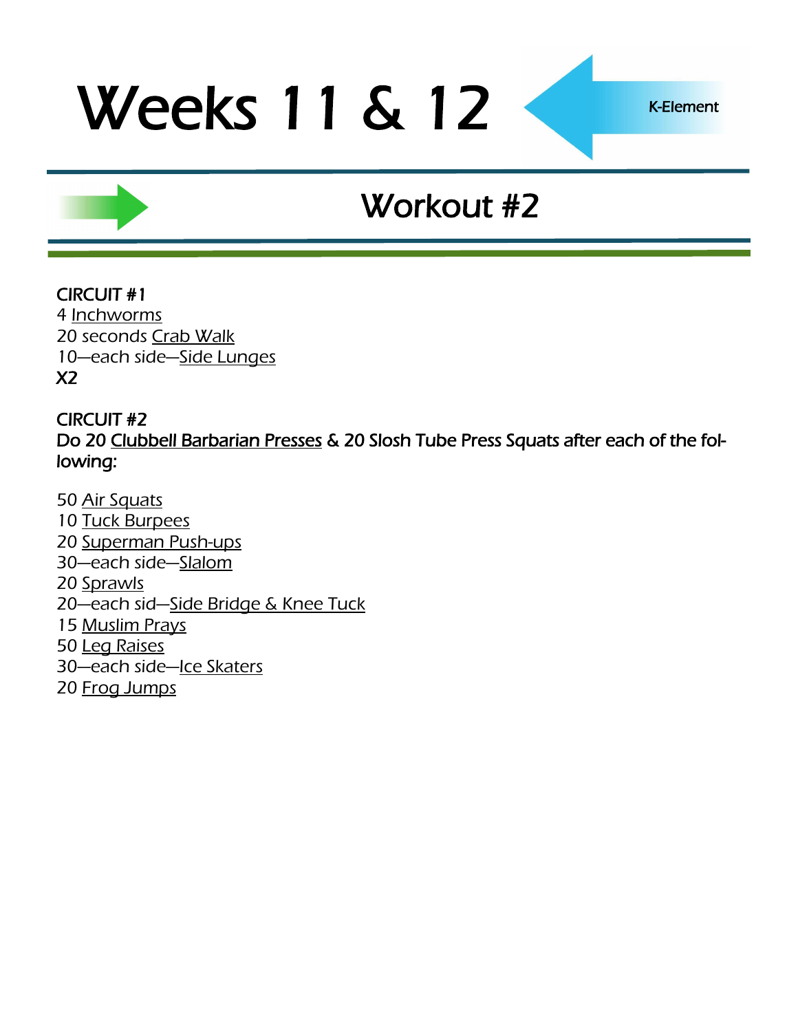# Weeks 11 & 12

K-Element

## Workout #2

**CIRCUIT #1**
4 Inchworms
20 seconds Crab Walk
10—each side—Side Lunges
**X2**

**CIRCUIT #2**
**Do 20 Clubbell Barbarian Presses & 20 Slosh Tube Press Squats after each of the following:**

50 Air Squats
10 Tuck Burpees
20 Superman Push-ups
30—each side—Slalom
20 Sprawls
20—each sid—Side Bridge & Knee Tuck
15 Muslim Prays
50 Leg Raises
30—each side—Ice Skaters
20 Frog Jumps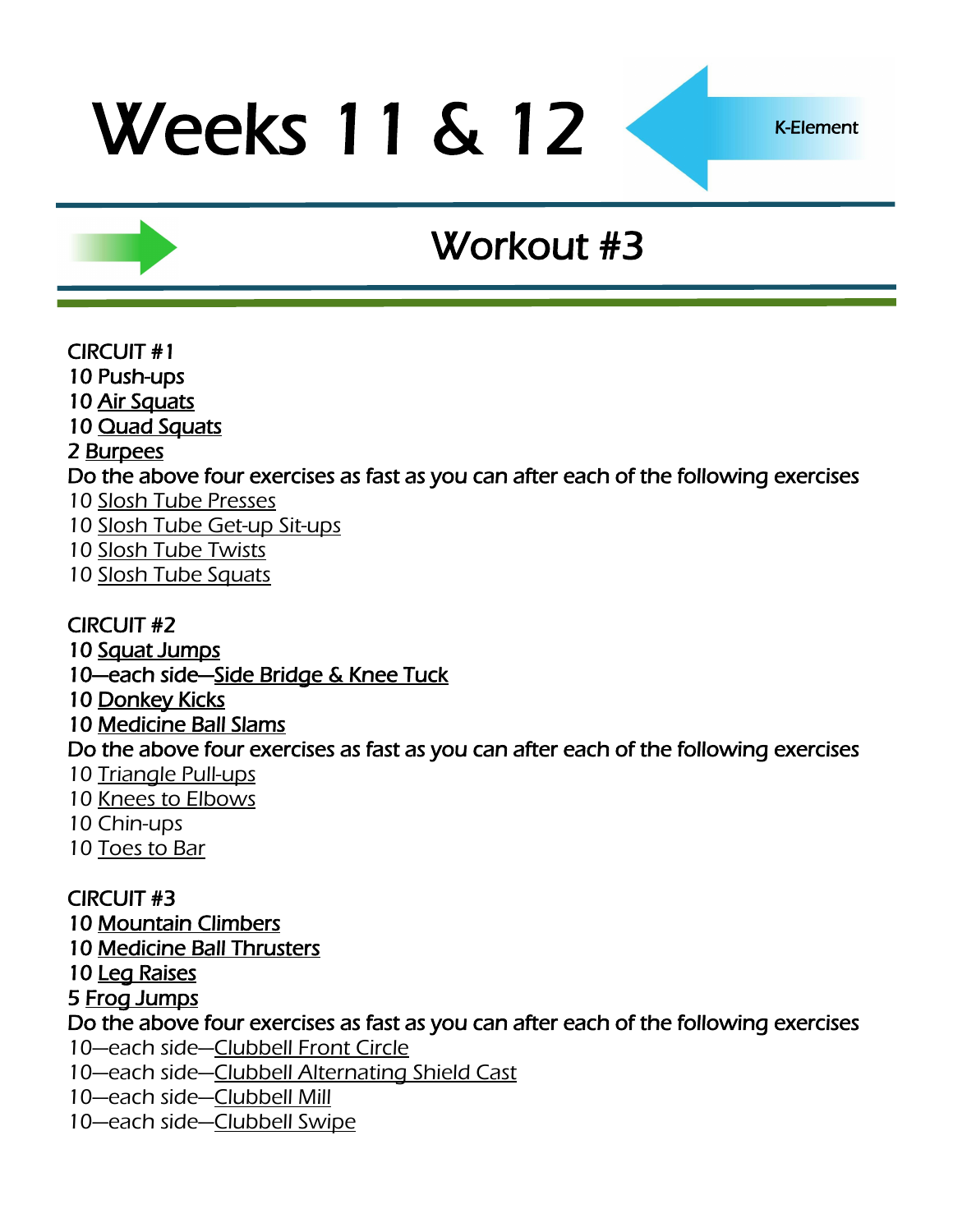# Weeks 11 & 12

K-Element

## Workout #3

CIRCUIT #1
10 Push-ups
10 Air Squats
10 Quad Squats
2 Burpees
Do the above four exercises as fast as you can after each of the following exercises
10 Slosh Tube Presses
10 Slosh Tube Get-up Sit-ups
10 Slosh Tube Twists
10 Slosh Tube Squats

CIRCUIT #2
10 Squat Jumps
10—each side—Side Bridge & Knee Tuck
10 Donkey Kicks
10 Medicine Ball Slams
Do the above four exercises as fast as you can after each of the following exercises
10 Triangle Pull-ups
10 Knees to Elbows
10 Chin-ups
10 Toes to Bar

CIRCUIT #3
10 Mountain Climbers
10 Medicine Ball Thrusters
10 Leg Raises
5 Frog Jumps
Do the above four exercises as fast as you can after each of the following exercises
10—each side—Clubbell Front Circle
10—each side—Clubbell Alternating Shield Cast
10—each side—Clubbell Mill
10—each side—Clubbell Swipe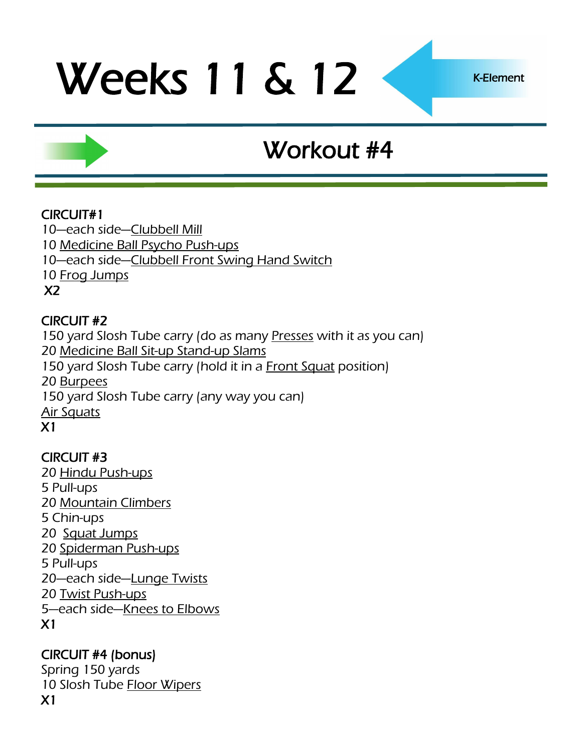# Weeks 11 & 12

K-Element

## Workout #4

**CIRCUIT#1**

10—each side—Clubbell Mill
10 Medicine Ball Psycho Push-ups
10—each side—Clubbell Front Swing Hand Switch
10 Frog Jumps
X2

**CIRCUIT #2**

150 yard Slosh Tube carry (do as many Presses with it as you can)
20 Medicine Ball Sit-up Stand-up Slams
150 yard Slosh Tube carry (hold it in a Front Squat position)
20 Burpees
150 yard Slosh Tube carry (any way you can)
Air Squats
X1

**CIRCUIT #3**

20 Hindu Push-ups
5 Pull-ups
20 Mountain Climbers
5 Chin-ups
20 Squat Jumps
20 Spiderman Push-ups
5 Pull-ups
20—each side—Lunge Twists
20 Twist Push-ups
5—each side—Knees to Elbows
X1

**CIRCUIT #4 (bonus)**

Spring 150 yards
10 Slosh Tube Floor Wipers
X1